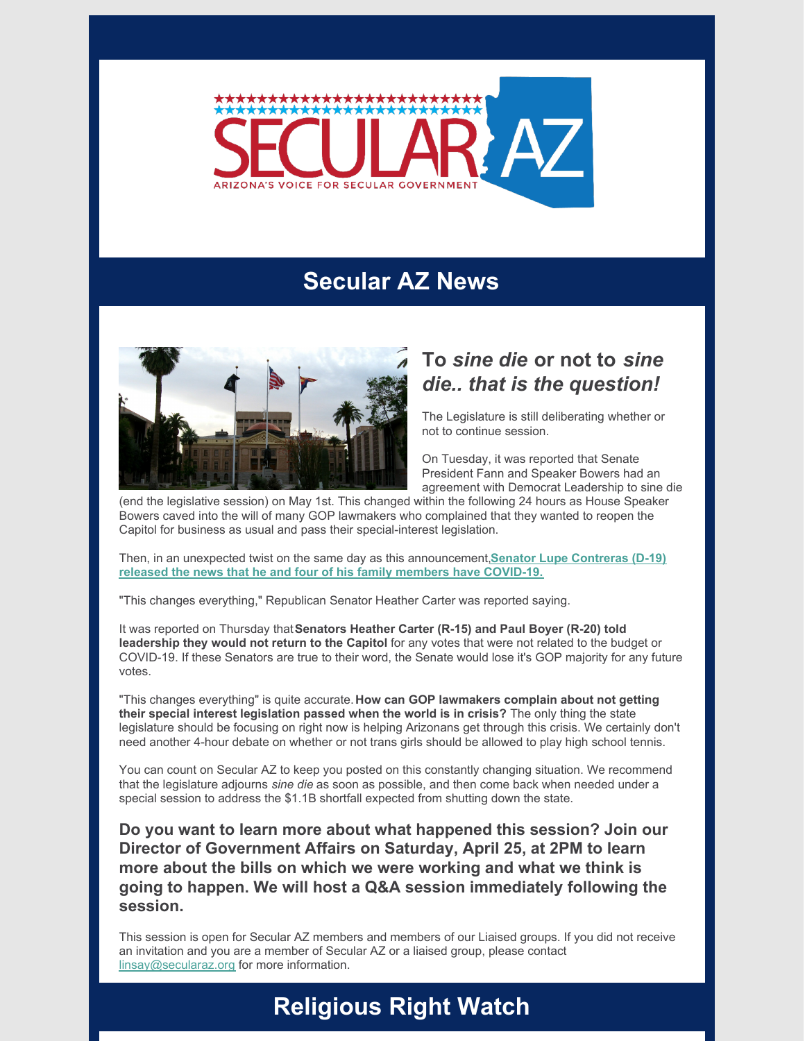SECULAR AZ

ARIZONA'S VOICE FOR SECULAR GOVERNMENT

# Secular AZ News

## To *sine die* or not to *sine die.. that is the question!*

The Legislature is still deliberating whether or not to continue session.

On Tuesday, it was reported that Senate President Fann and Speaker Bowers had an agreement with Democrat Leadership to sine die (end the legislative session) on May 1st. This changed within the following 24 hours as House Speaker Bowers caved into the will of many GOP lawmakers who complained that they wanted to reopen the Capitol for business as usual and pass their special-interest legislation.

Then, in an unexpected twist on the same day as this announcement, **Senator Lupe Contreras (D-19) released the news that he and four of his family members have COVID-19.**

"This changes everything," Republican Senator Heather Carter was reported saying.

It was reported on Thursday that **Senators Heather Carter (R-15) and Paul Boyer (R-20) told leadership they would not return to the Capitol** for any votes that were not related to the budget or COVID-19. If these Senators are true to their word, the Senate would lose it's GOP majority for any future votes.

"This changes everything" is quite accurate. **How can GOP lawmakers complain about not getting their special interest legislation passed when the world is in crisis?** The only thing the state legislature should be focusing on right now is helping Arizonans get through this crisis. We certainly don't need another 4-hour debate on whether or not trans girls should be allowed to play high school tennis.

You can count on Secular AZ to keep you posted on this constantly changing situation. We recommend that the legislature adjourns *sine die* as soon as possible, and then come back when needed under a special session to address the $1.1B shortfall expected from shutting down the state.

### Do you want to learn more about what happened this session? Join our Director of Government Affairs on Saturday, April 25, at 2PM to learn more about the bills on which we were working and what we think is going to happen. We will host a Q&A session immediately following the session.

This session is open for Secular AZ members and members of our Liaised groups. If you did not receive an invitation and you are a member of Secular AZ or a liaised group, please contact linsay@secularaz.org for more information.

# Religious Right Watch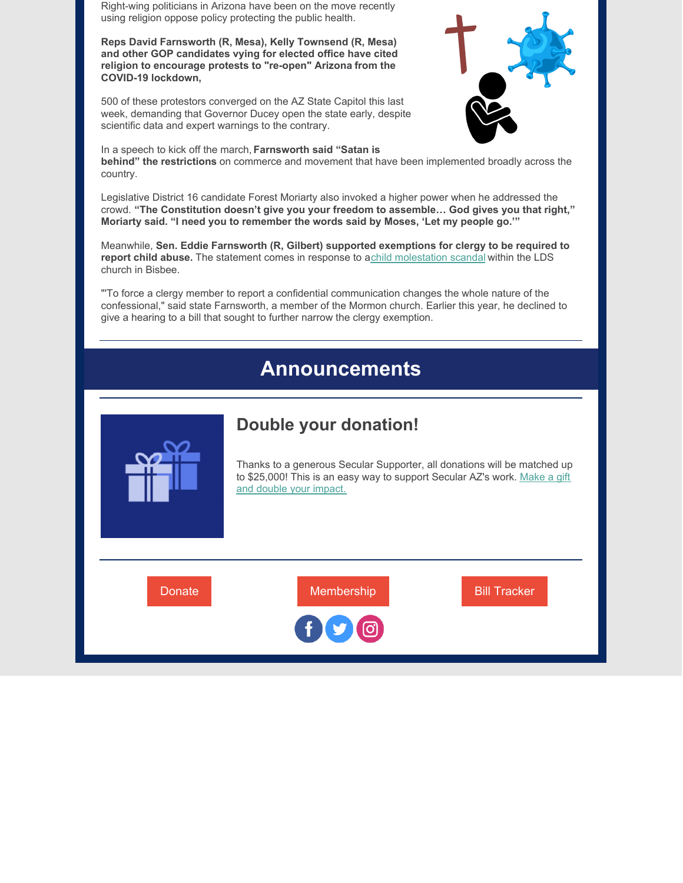Right-wing politicians in Arizona have been on the move recently using religion oppose policy protecting the public health.

**Reps David Farnsworth (R, Mesa), Kelly Townsend (R, Mesa) and other GOP candidates vying for elected office have cited religion to encourage protests to "re-open" Arizona from the COVID-19 lockdown,**

500 of these protestors converged on the AZ State Capitol this last week, demanding that Governor Ducey open the state early, despite scientific data and expert warnings to the contrary.

In a speech to kick off the march, **Farnsworth said "Satan is behind" the restrictions** on commerce and movement that have been implemented broadly across the country.

Legislative District 16 candidate Forest Moriarty also invoked a higher power when he addressed the crowd. **"The Constitution doesn't give you your freedom to assemble… God gives you that right," Moriarty said. "I need you to remember the words said by Moses, 'Let my people go.'"**

Meanwhile, **Sen. Eddie Farnsworth (R, Gilbert) supported exemptions for clergy to be required to report child abuse.** The statement comes in response to a child molestation scandal within the LDS church in Bisbee.

"'To force a clergy member to report a confidential communication changes the whole nature of the confessional," said state Farnsworth, a member of the Mormon church. Earlier this year, he declined to give a hearing to a bill that sought to further narrow the clergy exemption.

# Announcements

## Double your donation!

Thanks to a generous Secular Supporter, all donations will be matched up to $25,000! This is an easy way to support Secular AZ's work. Make a gift and double your impact.

Donate | Membership | Bill Tracker